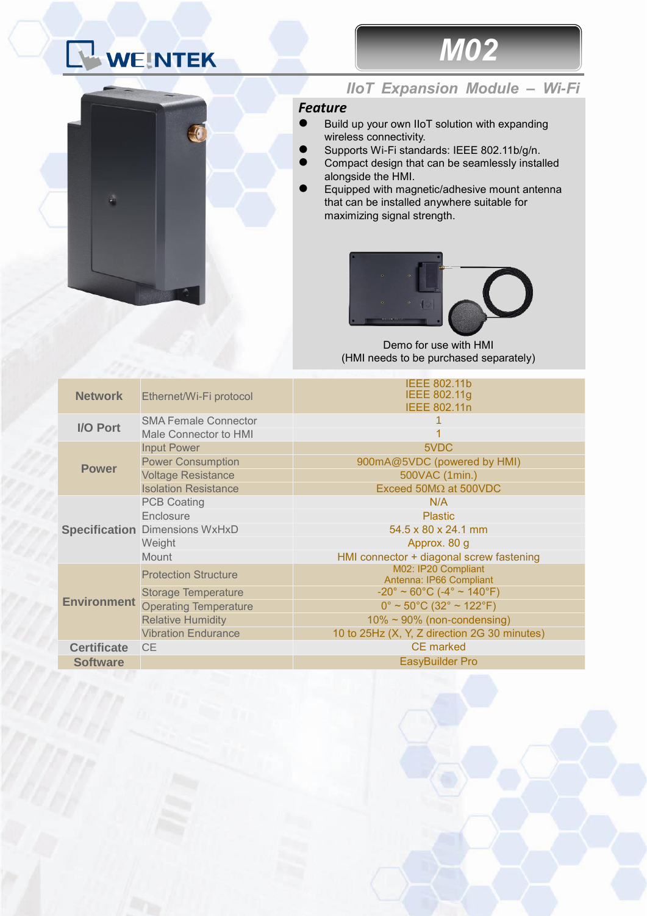# M02

## IIoT Expansion Module – Wi-Fi

### Feature

- Build up your own IIoT solution with expanding wireless connectivity.
- Supports Wi-Fi standards: IEEE 802.11b/g/n.
- Compact design that can be seamlessly installed alongside the HMI.
- Equipped with magnetic/adhesive mount antenna that can be installed anywhere suitable for maximizing signal strength.

Demo for use with HMI
(HMI needs to be purchased separately)

| | | |
|---|---|---|
| **Network** | Ethernet/Wi-Fi protocol | IEEE 802.11b<br>IEEE 802.11g<br>IEEE 802.11n |
| **I/O Port** | SMA Female Connector | 1 |
| | Male Connector to HMI | 1 |
| **Power** | Input Power | 5VDC |
| | Power Consumption | 900mA@5VDC (powered by HMI) |
| | Voltage Resistance | 500VAC (1min.) |
| | Isolation Resistance | Exceed 50MΩ at 500VDC |
| **Specification** | PCB Coating | N/A |
| | Enclosure | Plastic |
| | Dimensions WxHxD | 54.5 x 80 x 24.1 mm |
| | Weight | Approx. 80 g |
| | Mount | HMI connector + diagonal screw fastening |
| **Environment** | Protection Structure | M02: IP20 Compliant<br>Antenna: IP66 Compliant |
| | Storage Temperature | -20° ~ 60°C (-4° ~ 140°F) |
| | Operating Temperature | 0° ~ 50°C (32° ~ 122°F) |
| | Relative Humidity | 10% ~ 90% (non-condensing) |
| | Vibration Endurance | 10 to 25Hz (X, Y, Z direction 2G 30 minutes) |
| **Certificate** | CE | CE marked |
| **Software** | | EasyBuilder Pro |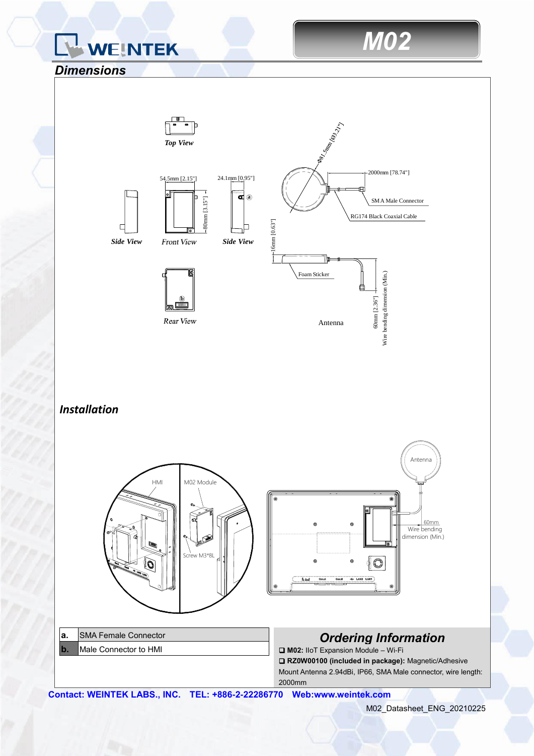## Dimensions

Top View

54.5mm [2.15"]

24.1mm [0.95"]

80mm [3.15"]

Side View

Front View

Side View

Rear View

ⓐ

ⓑ

Φ81.5mm [Φ3.21"]

2000mm [78.74"]

SMA Male Connector

RG174 Black Coaxial Cable

16mm [0.63"]

Foam Sticker

60mm [2.36"]

Wire bending dimension (Min.)

Antenna

## Installation

HMI

M02 Module

Screw M3*8L

Antenna

60mm

Wire bending dimension (Min.)

| | | |
|---|---|---|
| a. | SMA Female Connector |
| b. | Male Connector to HMI |

## Ordering Information

- **M02:** IIoT Expansion Module – Wi-Fi
- **RZ0W00100 (included in package):** Magnetic/Adhesive Mount Antenna 2.94dBi, IP66, SMA Male connector, wire length: 2000mm

**Contact: WEINTEK LABS., INC. TEL: +886-2-22286770 Web:www.weintek.com**

M02_Datasheet_ENG_20210225